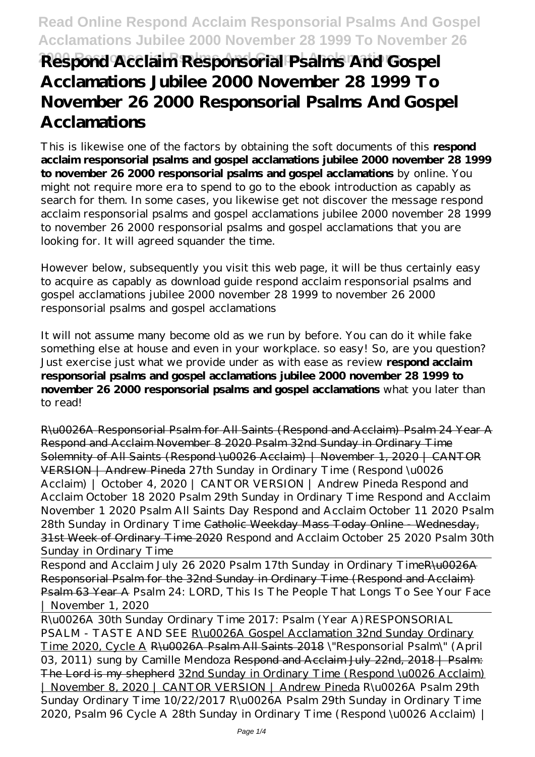# Respond Acclaim Responsorial Psalms And Gospel Acclamations Jubilee 2000 November 28 1999 To November 26 2000 Responsorial Psalms And Gospel Acclamations

This is likewise one of the factors by obtaining the soft documents of this **respond acclaim responsorial psalms and gospel acclamations jubilee 2000 november 28 1999 to november 26 2000 responsorial psalms and gospel acclamations** by online. You might not require more era to spend to go to the ebook introduction as capably as search for them. In some cases, you likewise get not discover the message respond acclaim responsorial psalms and gospel acclamations jubilee 2000 november 28 1999 to november 26 2000 responsorial psalms and gospel acclamations that you are looking for. It will agreed squander the time.

However below, subsequently you visit this web page, it will be thus certainly easy to acquire as capably as download guide respond acclaim responsorial psalms and gospel acclamations jubilee 2000 november 28 1999 to november 26 2000 responsorial psalms and gospel acclamations

It will not assume many become old as we run by before. You can do it while fake something else at house and even in your workplace. so easy! So, are you question? Just exercise just what we provide under as with ease as review **respond acclaim responsorial psalms and gospel acclamations jubilee 2000 november 28 1999 to november 26 2000 responsorial psalms and gospel acclamations** what you later than to read!

~~R\u0026A Responsorial Psalm for All Saints (Respond and Acclaim) Psalm 24 Year A~~ ~~Respond and Acclaim November 8 2020 Psalm 32nd Sunday in Ordinary Time~~ ~~Solemnity of All Saints (Respond \u0026 Acclaim) | November 1, 2020 | CANTOR VERSION | Andrew Pineda~~ *27th Sunday in Ordinary Time (Respond \u0026 Acclaim) | October 4, 2020 | CANTOR VERSION | Andrew Pineda* *Respond and Acclaim October 18 2020 Psalm 29th Sunday in Ordinary Time* *Respond and Acclaim November 1 2020 Psalm All Saints Day* *Respond and Acclaim October 11 2020 Psalm 28th Sunday in Ordinary Time* ~~Catholic Weekday Mass Today Online - Wednesday, 31st Week of Ordinary Time 2020~~ *Respond and Acclaim October 25 2020 Psalm 30th Sunday in Ordinary Time*

Respond and Acclaim July 26 2020 Psalm 17th Sunday in Ordinary Time~~R\u0026A Responsorial Psalm for the 32nd Sunday in Ordinary Time (Respond and Acclaim) Psalm 63 Year A~~ *Psalm 24: LORD, This Is The People That Longs To See Your Face | November 1, 2020*

R\u0026A 30th Sunday Ordinary Time 2017: Psalm (Year A)*RESPONSORIAL PSALM - TASTE AND SEE* R\u0026A Gospel Acclamation 32nd Sunday Ordinary Time 2020, Cycle A ~~R\u0026A Psalm All Saints 2018~~ *\"Responsorial Psalm\" (April 03, 2011) sung by Camille Mendoza* ~~Respond and Acclaim July 22nd, 2018 | Psalm: The Lord is my shepherd~~ 32nd Sunday in Ordinary Time (Respond \u0026 Acclaim) | November 8, 2020 | CANTOR VERSION | Andrew Pineda *R\u0026A Psalm 29th Sunday Ordinary Time 10/22/2017* *R\u0026A Psalm 29th Sunday in Ordinary Time 2020, Psalm 96 Cycle A* *28th Sunday in Ordinary Time (Respond \u0026 Acclaim) |*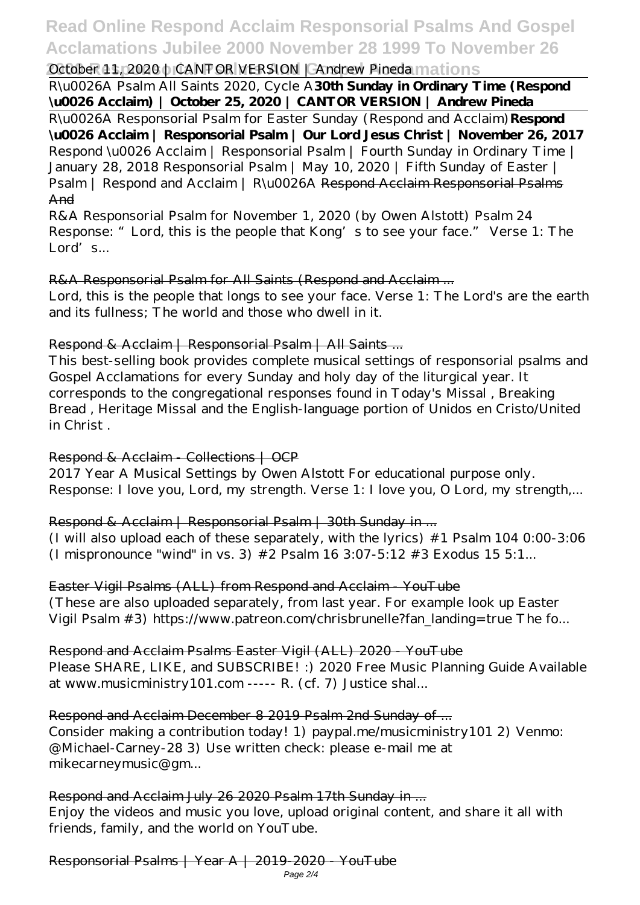October 11, 2020 | CANTOR VERSION | Andrew Pineda

R\u0026A Psalm All Saints 2020, Cycle A **30th Sunday in Ordinary Time (Respond \u0026 Acclaim) | October 25, 2020 | CANTOR VERSION | Andrew Pineda**

R\u0026A Responsorial Psalm for Easter Sunday (Respond and Acclaim) **Respond \u0026 Acclaim | Responsorial Psalm | Our Lord Jesus Christ | November 26, 2017** *Respond \u0026 Acclaim | Responsorial Psalm | Fourth Sunday in Ordinary Time | January 28, 2018* *Responsorial Psalm | May 10, 2020 | Fifth Sunday of Easter | Psalm | Respond and Acclaim | R\u0026A* ~~Respond Acclaim Responsorial Psalms And~~

R&A Responsorial Psalm for November 1, 2020 (by Owen Alstott) Psalm 24 Response: "Lord, this is the people that Kong's to see your face." Verse 1: The Lord's...

R&A Responsorial Psalm for All Saints (Respond and Acclaim ...

Lord, this is the people that longs to see your face. Verse 1: The Lord's are the earth and its fullness; The world and those who dwell in it.

Respond & Acclaim | Responsorial Psalm | All Saints ...

This best-selling book provides complete musical settings of responsorial psalms and Gospel Acclamations for every Sunday and holy day of the liturgical year. It corresponds to the congregational responses found in Today's Missal , Breaking Bread , Heritage Missal and the English-language portion of Unidos en Cristo/United in Christ .

Respond & Acclaim - Collections | OCP

2017 Year A Musical Settings by Owen Alstott For educational purpose only. Response: I love you, Lord, my strength. Verse 1: I love you, O Lord, my strength,...

Respond & Acclaim | Responsorial Psalm | 30th Sunday in ...

(I will also upload each of these separately, with the lyrics) #1 Psalm 104 0:00-3:06 (I mispronounce "wind" in vs. 3) #2 Psalm 16 3:07-5:12 #3 Exodus 15 5:1...

Easter Vigil Psalms (ALL) from Respond and Acclaim - YouTube

(These are also uploaded separately, from last year. For example look up Easter Vigil Psalm #3) https://www.patreon.com/chrisbrunelle?fan_landing=true The fo...

Respond and Acclaim Psalms Easter Vigil (ALL) 2020 - YouTube

Please SHARE, LIKE, and SUBSCRIBE! :) 2020 Free Music Planning Guide Available at www.musicministry101.com ----- R. (cf. 7) Justice shal...

Respond and Acclaim December 8 2019 Psalm 2nd Sunday of ...

Consider making a contribution today! 1) paypal.me/musicministry101 2) Venmo: @Michael-Carney-28 3) Use written check: please e-mail me at mikecarneymusic@gm...

Respond and Acclaim July 26 2020 Psalm 17th Sunday in ...

Enjoy the videos and music you love, upload original content, and share it all with friends, family, and the world on YouTube.

Responsorial Psalms | Year A | 2019-2020 - YouTube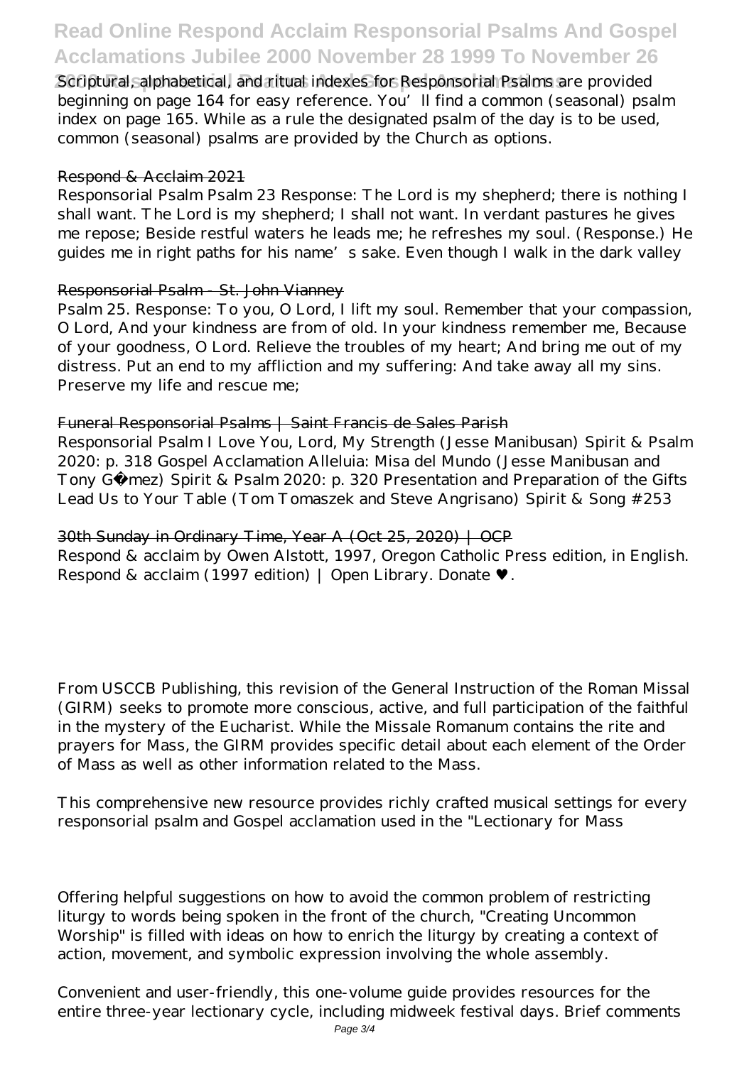Scriptural, alphabetical, and ritual indexes for Responsorial Psalms are provided beginning on page 164 for easy reference. You'll find a common (seasonal) psalm index on page 165. While as a rule the designated psalm of the day is to be used, common (seasonal) psalms are provided by the Church as options.

Respond & Acclaim 2021

Responsorial Psalm Psalm 23 Response: The Lord is my shepherd; there is nothing I shall want. The Lord is my shepherd; I shall not want. In verdant pastures he gives me repose; Beside restful waters he leads me; he refreshes my soul. (Response.) He guides me in right paths for his name's sake. Even though I walk in the dark valley

Responsorial Psalm - St. John Vianney

Psalm 25. Response: To you, O Lord, I lift my soul. Remember that your compassion, O Lord, And your kindness are from of old. In your kindness remember me, Because of your goodness, O Lord. Relieve the troubles of my heart; And bring me out of my distress. Put an end to my affliction and my suffering: And take away all my sins. Preserve my life and rescue me;

Funeral Responsorial Psalms | Saint Francis de Sales Parish

Responsorial Psalm I Love You, Lord, My Strength (Jesse Manibusan) Spirit & Psalm 2020: p. 318 Gospel Acclamation Alleluia: Misa del Mundo (Jesse Manibusan and Tony Gómez) Spirit & Psalm 2020: p. 320 Presentation and Preparation of the Gifts Lead Us to Your Table (Tom Tomaszek and Steve Angrisano) Spirit & Song #253

30th Sunday in Ordinary Time, Year A (Oct 25, 2020) | OCP

Respond & acclaim by Owen Alstott, 1997, Oregon Catholic Press edition, in English. Respond & acclaim (1997 edition) | Open Library. Donate ♥.

From USCCB Publishing, this revision of the General Instruction of the Roman Missal (GIRM) seeks to promote more conscious, active, and full participation of the faithful in the mystery of the Eucharist. While the Missale Romanum contains the rite and prayers for Mass, the GIRM provides specific detail about each element of the Order of Mass as well as other information related to the Mass.

This comprehensive new resource provides richly crafted musical settings for every responsorial psalm and Gospel acclamation used in the "Lectionary for Mass

Offering helpful suggestions on how to avoid the common problem of restricting liturgy to words being spoken in the front of the church, "Creating Uncommon Worship" is filled with ideas on how to enrich the liturgy by creating a context of action, movement, and symbolic expression involving the whole assembly.

Convenient and user-friendly, this one-volume guide provides resources for the entire three-year lectionary cycle, including midweek festival days. Brief comments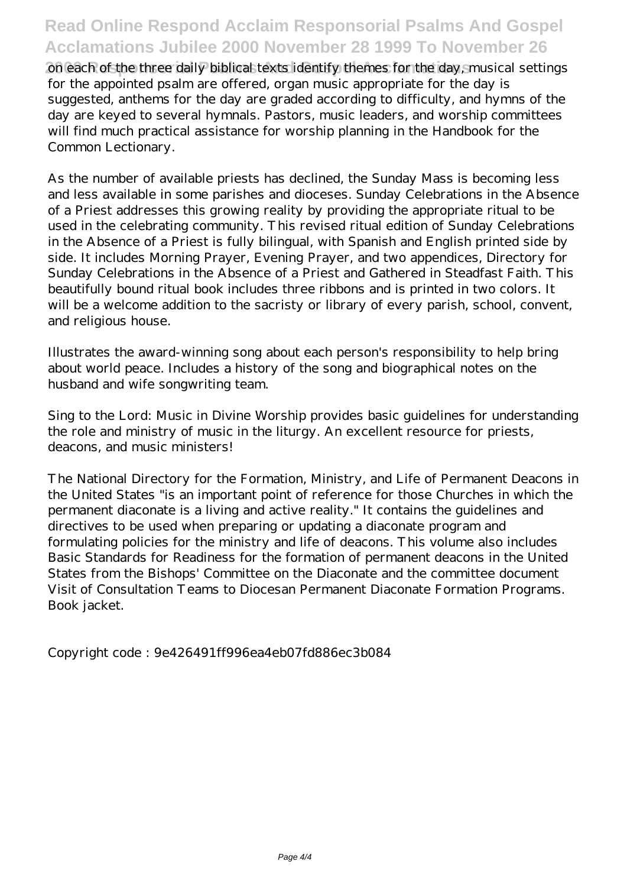on each of the three daily biblical texts identify themes for the day, musical settings for the appointed psalm are offered, organ music appropriate for the day is suggested, anthems for the day are graded according to difficulty, and hymns of the day are keyed to several hymnals. Pastors, music leaders, and worship committees will find much practical assistance for worship planning in the Handbook for the Common Lectionary.

As the number of available priests has declined, the Sunday Mass is becoming less and less available in some parishes and dioceses. Sunday Celebrations in the Absence of a Priest addresses this growing reality by providing the appropriate ritual to be used in the celebrating community. This revised ritual edition of Sunday Celebrations in the Absence of a Priest is fully bilingual, with Spanish and English printed side by side. It includes Morning Prayer, Evening Prayer, and two appendices, Directory for Sunday Celebrations in the Absence of a Priest and Gathered in Steadfast Faith. This beautifully bound ritual book includes three ribbons and is printed in two colors. It will be a welcome addition to the sacristy or library of every parish, school, convent, and religious house.

Illustrates the award-winning song about each person's responsibility to help bring about world peace. Includes a history of the song and biographical notes on the husband and wife songwriting team.

Sing to the Lord: Music in Divine Worship provides basic guidelines for understanding the role and ministry of music in the liturgy. An excellent resource for priests, deacons, and music ministers!

The National Directory for the Formation, Ministry, and Life of Permanent Deacons in the United States "is an important point of reference for those Churches in which the permanent diaconate is a living and active reality." It contains the guidelines and directives to be used when preparing or updating a diaconate program and formulating policies for the ministry and life of deacons. This volume also includes Basic Standards for Readiness for the formation of permanent deacons in the United States from the Bishops' Committee on the Diaconate and the committee document Visit of Consultation Teams to Diocesan Permanent Diaconate Formation Programs. Book jacket.

Copyright code : 9e426491ff996ea4eb07fd886ec3b084